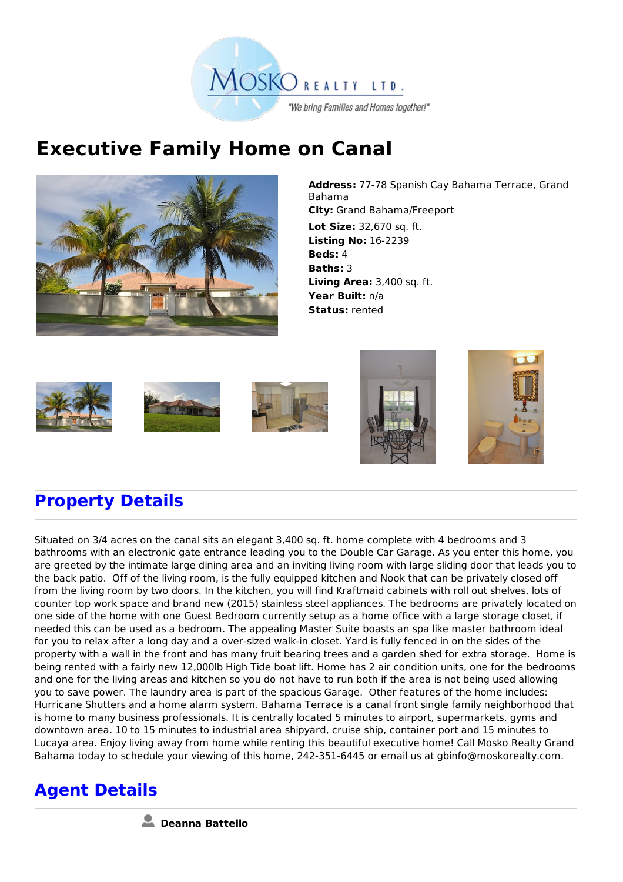# Executive Family Home on Canal

**Address:** 77-78 Spanish Cay Bahama Terrace, Grand Bahama
**City:** Grand Bahama/Freeport
**Lot Size:** 32,670 sq. ft.
**Listing No:** 16-2239
**Beds:** 4
**Baths:** 3
**Living Area:** 3,400 sq. ft.
**Year Built:** n/a
**Status:** rented

## Property Details

Situated on 3/4 acres on the canal sits an elegant 3,400 sq. ft. home complete with 4 bedrooms and 3 bathrooms with an electronic gate entrance leading you to the Double Car Garage. As you enter this home, you are greeted by the intimate large dining area and an inviting living room with large sliding door that leads you to the back patio. Off of the living room, is the fully equipped kitchen and Nook that can be privately closed off from the living room by two doors. In the kitchen, you will find Kraftmaid cabinets with roll out shelves, lots of counter top work space and brand new (2015) stainless steel appliances. The bedrooms are privately located on one side of the home with one Guest Bedroom currently setup as a home office with a large storage closet, if needed this can be used as a bedroom. The appealing Master Suite boasts an spa like master bathroom ideal for you to relax after a long day and a over-sized walk-in closet. Yard is fully fenced in on the sides of the property with a wall in the front and has many fruit bearing trees and a garden shed for extra storage. Home is being rented with a fairly new 12,000lb High Tide boat lift. Home has 2 air condition units, one for the bedrooms and one for the living areas and kitchen so you do not have to run both if the area is not being used allowing you to save power. The laundry area is part of the spacious Garage. Other features of the home includes: Hurricane Shutters and a home alarm system. Bahama Terrace is a canal front single family neighborhood that is home to many business professionals. It is centrally located 5 minutes to airport, supermarkets, gyms and downtown area. 10 to 15 minutes to industrial area shipyard, cruise ship, container port and 15 minutes to Lucaya area. Enjoy living away from home while renting this beautiful executive home! Call Mosko Realty Grand Bahama today to schedule your viewing of this home, 242-351-6445 or email us at gbinfo@moskorealty.com.

## Agent Details

**Deanna Battello**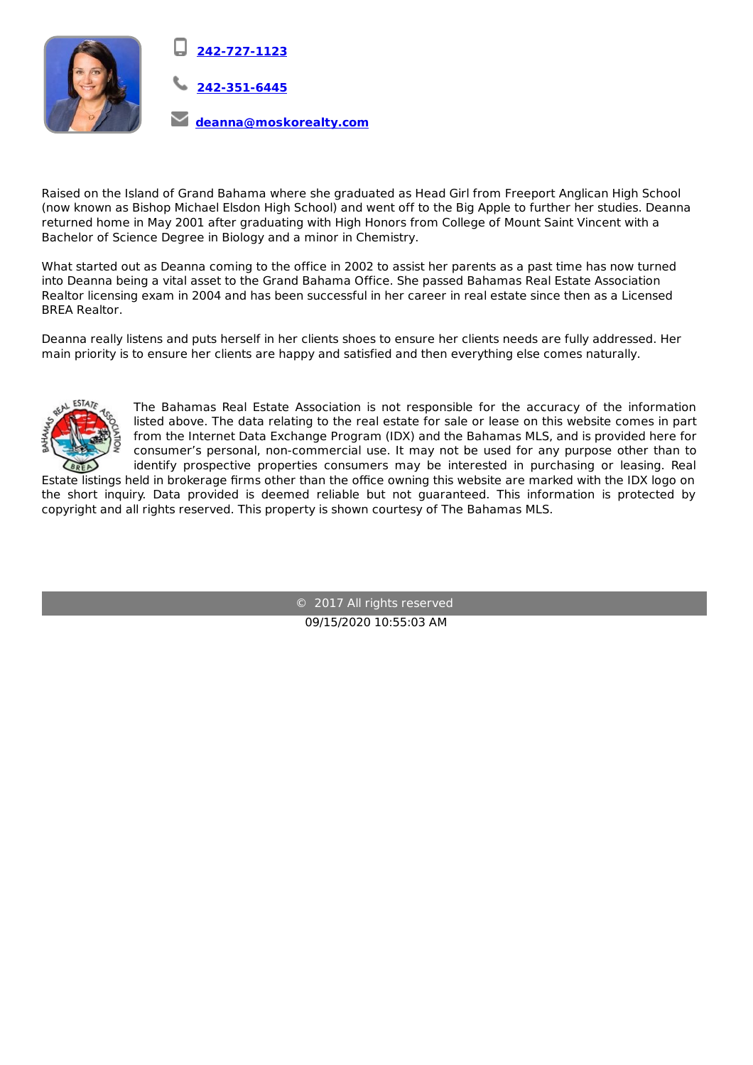**242-727-1123**

**242-351-6445**

**deanna@moskorealty.com**

Raised on the Island of Grand Bahama where she graduated as Head Girl from Freeport Anglican High School (now known as Bishop Michael Elsdon High School) and went off to the Big Apple to further her studies. Deanna returned home in May 2001 after graduating with High Honors from College of Mount Saint Vincent with a Bachelor of Science Degree in Biology and a minor in Chemistry.

What started out as Deanna coming to the office in 2002 to assist her parents as a past time has now turned into Deanna being a vital asset to the Grand Bahama Office. She passed Bahamas Real Estate Association Realtor licensing exam in 2004 and has been successful in her career in real estate since then as a Licensed BREA Realtor.

Deanna really listens and puts herself in her clients shoes to ensure her clients needs are fully addressed. Her main priority is to ensure her clients are happy and satisfied and then everything else comes naturally.

The Bahamas Real Estate Association is not responsible for the accuracy of the information listed above. The data relating to the real estate for sale or lease on this website comes in part from the Internet Data Exchange Program (IDX) and the Bahamas MLS, and is provided here for consumer's personal, non-commercial use. It may not be used for any purpose other than to identify prospective properties consumers may be interested in purchasing or leasing. Real Estate listings held in brokerage firms other than the office owning this website are marked with the IDX logo on the short inquiry. Data provided is deemed reliable but not guaranteed. This information is protected by copyright and all rights reserved. This property is shown courtesy of The Bahamas MLS.

© 2017 All rights reserved

09/15/2020 10:55:03 AM